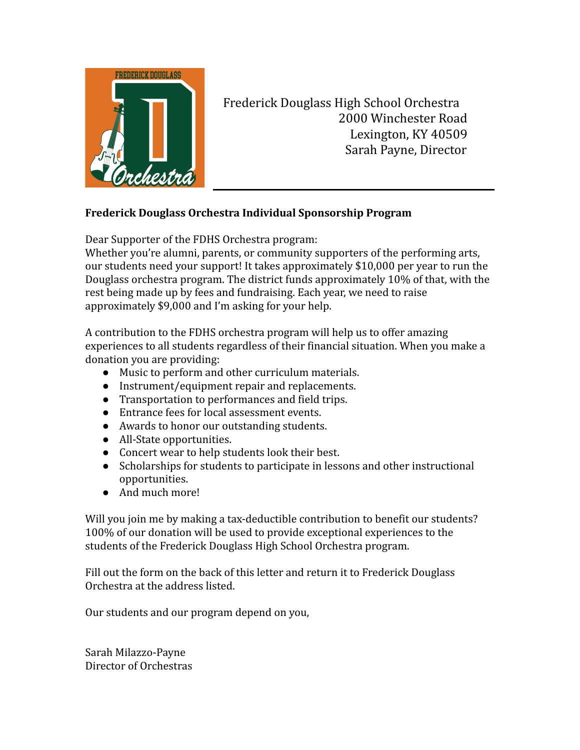Frederick Douglass High School Orchestra
2000 Winchester Road
Lexington, KY 40509
Sarah Payne, Director

**Frederick Douglass Orchestra Individual Sponsorship Program**

Dear Supporter of the FDHS Orchestra program:
Whether you're alumni, parents, or community supporters of the performing arts, our students need your support! It takes approximately $10,000 per year to run the Douglass orchestra program. The district funds approximately 10% of that, with the rest being made up by fees and fundraising. Each year, we need to raise approximately $9,000 and I'm asking for your help.

A contribution to the FDHS orchestra program will help us to offer amazing experiences to all students regardless of their financial situation. When you make a donation you are providing:

- Music to perform and other curriculum materials.
- Instrument/equipment repair and replacements.
- Transportation to performances and field trips.
- Entrance fees for local assessment events.
- Awards to honor our outstanding students.
- All-State opportunities.
- Concert wear to help students look their best.
- Scholarships for students to participate in lessons and other instructional opportunities.
- And much more!

Will you join me by making a tax-deductible contribution to benefit our students? 100% of our donation will be used to provide exceptional experiences to the students of the Frederick Douglass High School Orchestra program.

Fill out the form on the back of this letter and return it to Frederick Douglass Orchestra at the address listed.

Our students and our program depend on you,

Sarah Milazzo-Payne
Director of Orchestras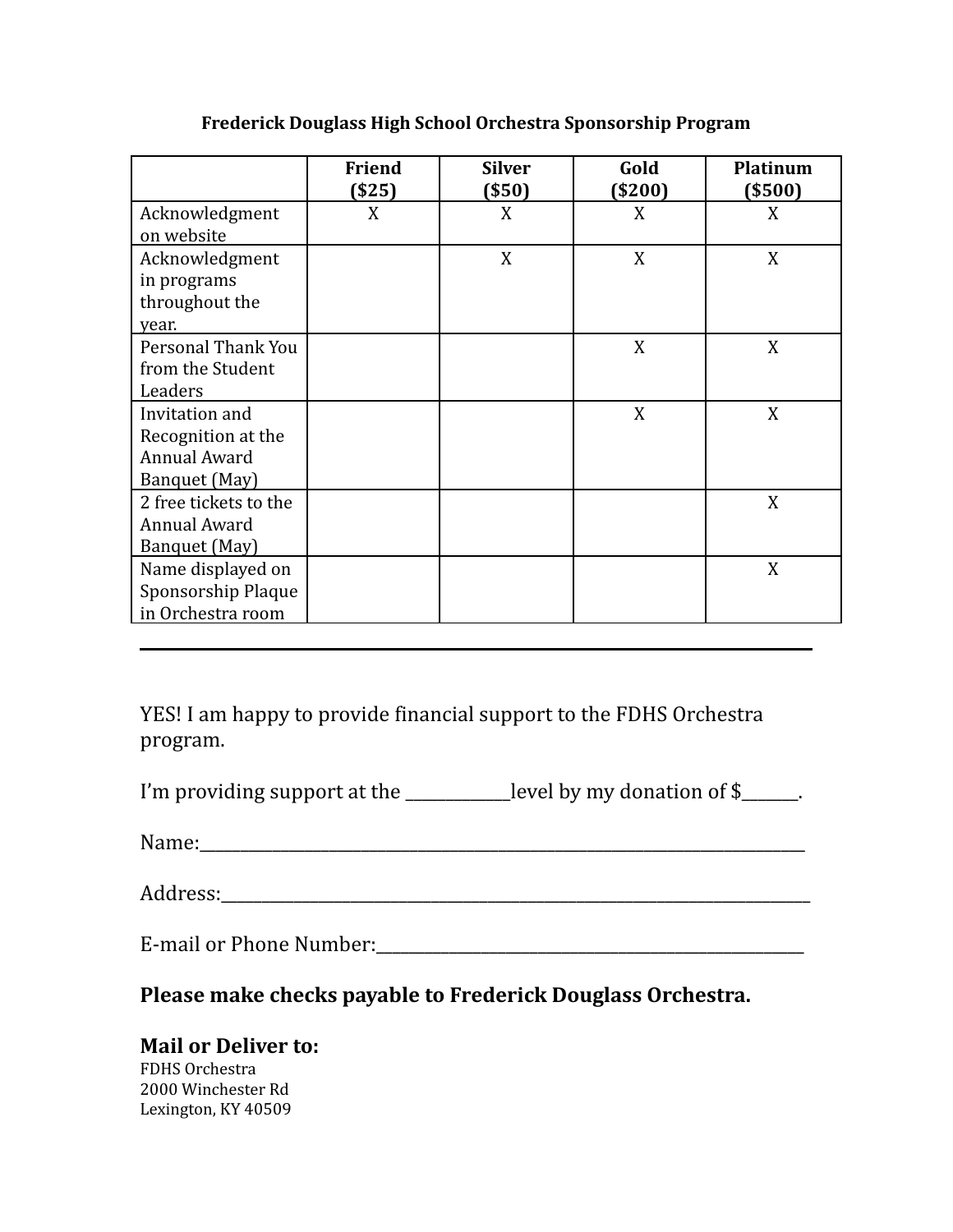**Frederick Douglass High School Orchestra Sponsorship Program**

| | Friend ($25) | Silver ($50) | Gold ($200) | Platinum ($500) |
|---|---|---|---|---|
| Acknowledgment on website | X | X | X | X |
| Acknowledgment in programs throughout the year. | | X | X | X |
| Personal Thank You from the Student Leaders | | | X | X |
| Invitation and Recognition at the Annual Award Banquet (May) | | | X | X |
| 2 free tickets to the Annual Award Banquet (May) | | | | X |
| Name displayed on Sponsorship Plaque in Orchestra room | | | | X |

---

YES! I am happy to provide financial support to the FDHS Orchestra program.

I'm providing support at the ____________level by my donation of $_______.

Name:______________________________________________________________________

Address:____________________________________________________________________

E-mail or Phone Number:_______________________________________________

**Please make checks payable to Frederick Douglass Orchestra.**

**Mail or Deliver to:**

FDHS Orchestra
2000 Winchester Rd
Lexington, KY 40509